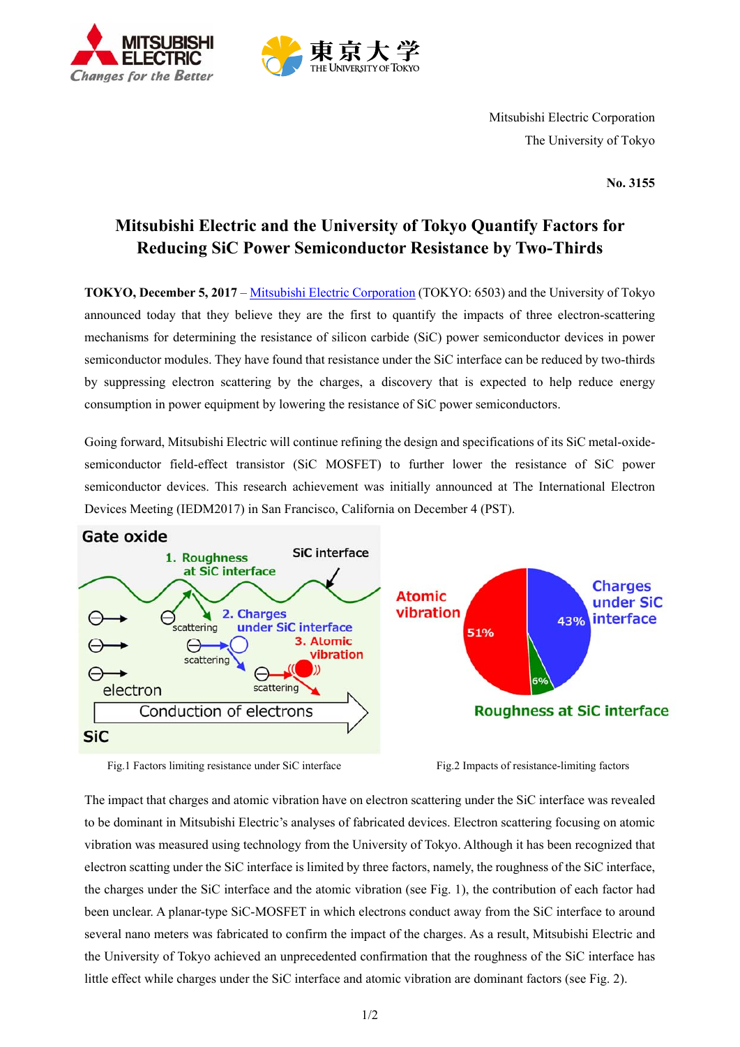Mitsubishi Electric Corporation
The University of Tokyo

**No. 3155**

# Mitsubishi Electric and the University of Tokyo Quantify Factors for Reducing SiC Power Semiconductor Resistance by Two-Thirds

**TOKYO, December 5, 2017** – Mitsubishi Electric Corporation (TOKYO: 6503) and the University of Tokyo announced today that they believe they are the first to quantify the impacts of three electron-scattering mechanisms for determining the resistance of silicon carbide (SiC) power semiconductor devices in power semiconductor modules. They have found that resistance under the SiC interface can be reduced by two-thirds by suppressing electron scattering by the charges, a discovery that is expected to help reduce energy consumption in power equipment by lowering the resistance of SiC power semiconductors.

Going forward, Mitsubishi Electric will continue refining the design and specifications of its SiC metal-oxide-semiconductor field-effect transistor (SiC MOSFET) to further lower the resistance of SiC power semiconductor devices. This research achievement was initially announced at The International Electron Devices Meeting (IEDM2017) in San Francisco, California on December 4 (PST).

Fig.1 Factors limiting resistance under SiC interface

Fig.2 Impacts of resistance-limiting factors

The impact that charges and atomic vibration have on electron scattering under the SiC interface was revealed to be dominant in Mitsubishi Electric's analyses of fabricated devices. Electron scattering focusing on atomic vibration was measured using technology from the University of Tokyo. Although it has been recognized that electron scatting under the SiC interface is limited by three factors, namely, the roughness of the SiC interface, the charges under the SiC interface and the atomic vibration (see Fig. 1), the contribution of each factor had been unclear. A planar-type SiC-MOSFET in which electrons conduct away from the SiC interface to around several nano meters was fabricated to confirm the impact of the charges. As a result, Mitsubishi Electric and the University of Tokyo achieved an unprecedented confirmation that the roughness of the SiC interface has little effect while charges under the SiC interface and atomic vibration are dominant factors (see Fig. 2).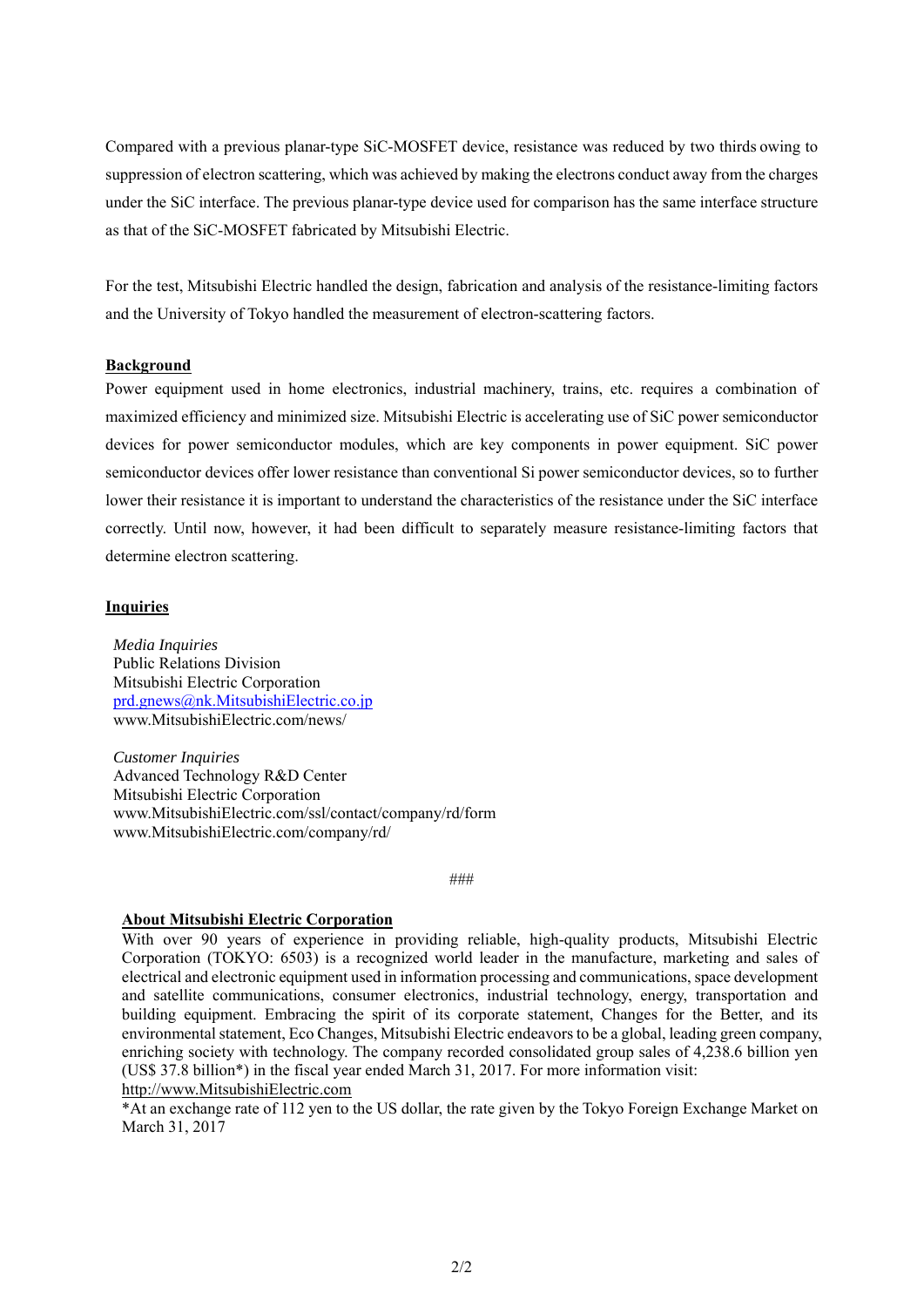Compared with a previous planar-type SiC-MOSFET device, resistance was reduced by two thirds owing to suppression of electron scattering, which was achieved by making the electrons conduct away from the charges under the SiC interface. The previous planar-type device used for comparison has the same interface structure as that of the SiC-MOSFET fabricated by Mitsubishi Electric.

For the test, Mitsubishi Electric handled the design, fabrication and analysis of the resistance-limiting factors and the University of Tokyo handled the measurement of electron-scattering factors.

## Background

Power equipment used in home electronics, industrial machinery, trains, etc. requires a combination of maximized efficiency and minimized size. Mitsubishi Electric is accelerating use of SiC power semiconductor devices for power semiconductor modules, which are key components in power equipment. SiC power semiconductor devices offer lower resistance than conventional Si power semiconductor devices, so to further lower their resistance it is important to understand the characteristics of the resistance under the SiC interface correctly. Until now, however, it had been difficult to separately measure resistance-limiting factors that determine electron scattering.

## Inquiries

*Media Inquiries*
Public Relations Division
Mitsubishi Electric Corporation
prd.gnews@nk.MitsubishiElectric.co.jp
www.MitsubishiElectric.com/news/

*Customer Inquiries*
Advanced Technology R&D Center
Mitsubishi Electric Corporation
www.MitsubishiElectric.com/ssl/contact/company/rd/form
www.MitsubishiElectric.com/company/rd/

###

## About Mitsubishi Electric Corporation

With over 90 years of experience in providing reliable, high-quality products, Mitsubishi Electric Corporation (TOKYO: 6503) is a recognized world leader in the manufacture, marketing and sales of electrical and electronic equipment used in information processing and communications, space development and satellite communications, consumer electronics, industrial technology, energy, transportation and building equipment. Embracing the spirit of its corporate statement, Changes for the Better, and its environmental statement, Eco Changes, Mitsubishi Electric endeavors to be a global, leading green company, enriching society with technology. The company recorded consolidated group sales of 4,238.6 billion yen (US$ 37.8 billion*) in the fiscal year ended March 31, 2017. For more information visit:
http://www.MitsubishiElectric.com

*At an exchange rate of 112 yen to the US dollar, the rate given by the Tokyo Foreign Exchange Market on March 31, 2017